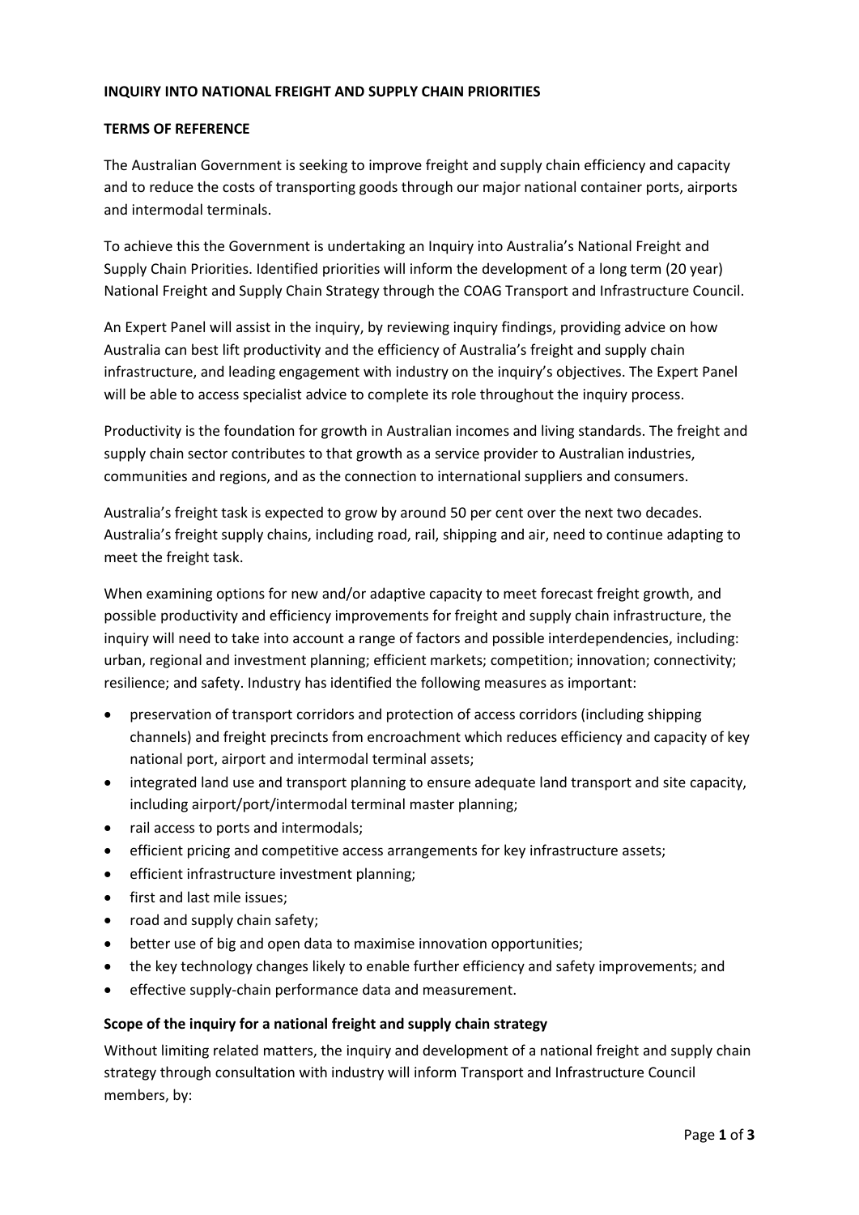**INQUIRY INTO NATIONAL FREIGHT AND SUPPLY CHAIN PRIORITIES**

**TERMS OF REFERENCE**

The Australian Government is seeking to improve freight and supply chain efficiency and capacity and to reduce the costs of transporting goods through our major national container ports, airports and intermodal terminals.

To achieve this the Government is undertaking an Inquiry into Australia's National Freight and Supply Chain Priorities. Identified priorities will inform the development of a long term (20 year) National Freight and Supply Chain Strategy through the COAG Transport and Infrastructure Council.

An Expert Panel will assist in the inquiry, by reviewing inquiry findings, providing advice on how Australia can best lift productivity and the efficiency of Australia's freight and supply chain infrastructure, and leading engagement with industry on the inquiry's objectives. The Expert Panel will be able to access specialist advice to complete its role throughout the inquiry process.

Productivity is the foundation for growth in Australian incomes and living standards. The freight and supply chain sector contributes to that growth as a service provider to Australian industries, communities and regions, and as the connection to international suppliers and consumers.

Australia's freight task is expected to grow by around 50 per cent over the next two decades. Australia's freight supply chains, including road, rail, shipping and air, need to continue adapting to meet the freight task.

When examining options for new and/or adaptive capacity to meet forecast freight growth, and possible productivity and efficiency improvements for freight and supply chain infrastructure, the inquiry will need to take into account a range of factors and possible interdependencies, including: urban, regional and investment planning; efficient markets; competition; innovation; connectivity; resilience; and safety. Industry has identified the following measures as important:

- preservation of transport corridors and protection of access corridors (including shipping channels) and freight precincts from encroachment which reduces efficiency and capacity of key national port, airport and intermodal terminal assets;
- integrated land use and transport planning to ensure adequate land transport and site capacity, including airport/port/intermodal terminal master planning;
- rail access to ports and intermodals;
- efficient pricing and competitive access arrangements for key infrastructure assets;
- efficient infrastructure investment planning;
- first and last mile issues;
- road and supply chain safety;
- better use of big and open data to maximise innovation opportunities;
- the key technology changes likely to enable further efficiency and safety improvements; and
- effective supply-chain performance data and measurement.

**Scope of the inquiry for a national freight and supply chain strategy**

Without limiting related matters, the inquiry and development of a national freight and supply chain strategy through consultation with industry will inform Transport and Infrastructure Council members, by: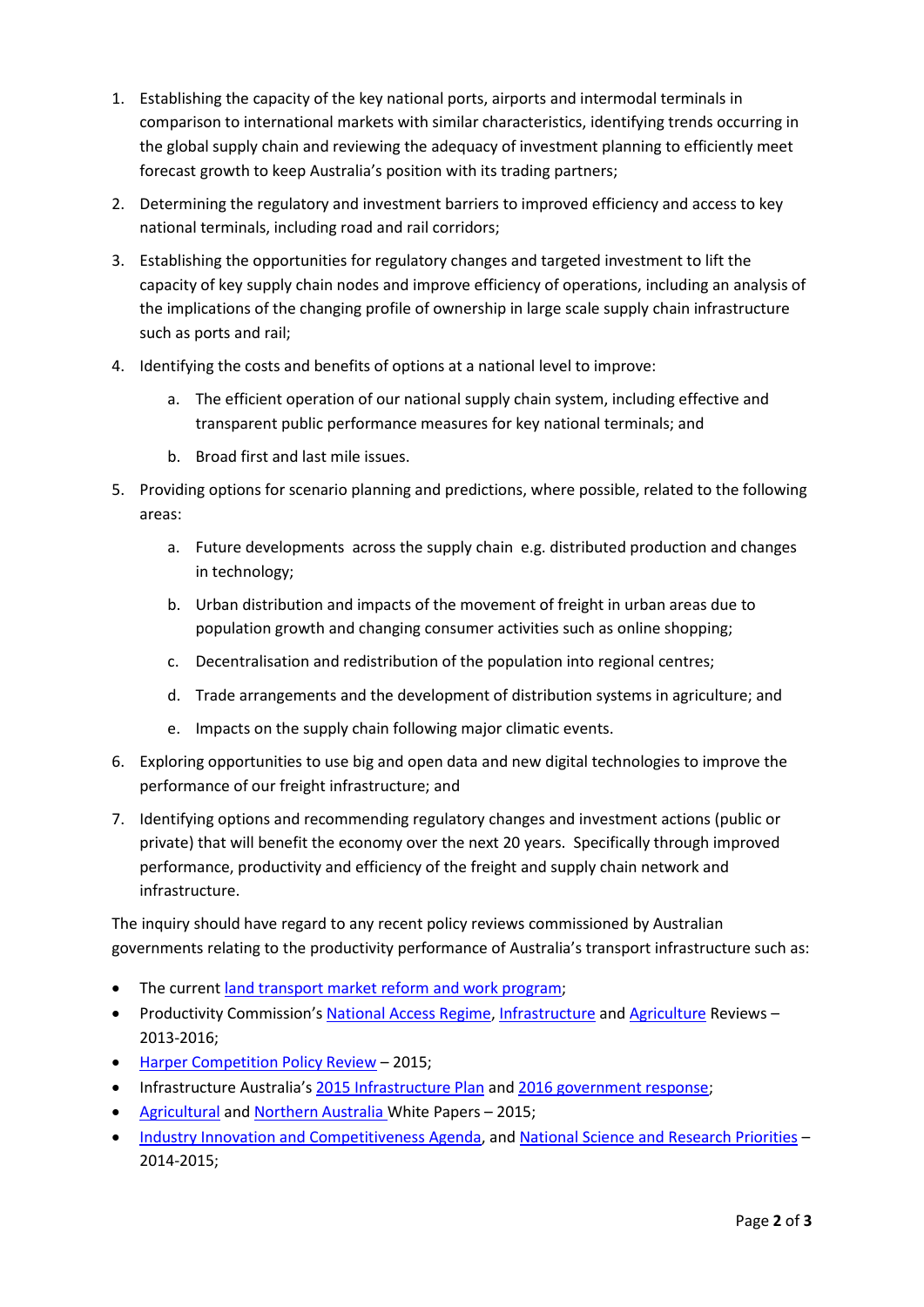1. Establishing the capacity of the key national ports, airports and intermodal terminals in comparison to international markets with similar characteristics, identifying trends occurring in the global supply chain and reviewing the adequacy of investment planning to efficiently meet forecast growth to keep Australia's position with its trading partners;
2. Determining the regulatory and investment barriers to improved efficiency and access to key national terminals, including road and rail corridors;
3. Establishing the opportunities for regulatory changes and targeted investment to lift the capacity of key supply chain nodes and improve efficiency of operations, including an analysis of the implications of the changing profile of ownership in large scale supply chain infrastructure such as ports and rail;
4. Identifying the costs and benefits of options at a national level to improve:
   a. The efficient operation of our national supply chain system, including effective and transparent public performance measures for key national terminals; and
   b. Broad first and last mile issues.
5. Providing options for scenario planning and predictions, where possible, related to the following areas:
   a. Future developments across the supply chain e.g. distributed production and changes in technology;
   b. Urban distribution and impacts of the movement of freight in urban areas due to population growth and changing consumer activities such as online shopping;
   c. Decentralisation and redistribution of the population into regional centres;
   d. Trade arrangements and the development of distribution systems in agriculture; and
   e. Impacts on the supply chain following major climatic events.
6. Exploring opportunities to use big and open data and new digital technologies to improve the performance of our freight infrastructure; and
7. Identifying options and recommending regulatory changes and investment actions (public or private) that will benefit the economy over the next 20 years. Specifically through improved performance, productivity and efficiency of the freight and supply chain network and infrastructure.

The inquiry should have regard to any recent policy reviews commissioned by Australian governments relating to the productivity performance of Australia's transport infrastructure such as:

- The current land transport market reform and work program;
- Productivity Commission's National Access Regime, Infrastructure and Agriculture Reviews – 2013-2016;
- Harper Competition Policy Review – 2015;
- Infrastructure Australia's 2015 Infrastructure Plan and 2016 government response;
- Agricultural and Northern Australia White Papers – 2015;
- Industry Innovation and Competitiveness Agenda, and National Science and Research Priorities – 2014-2015;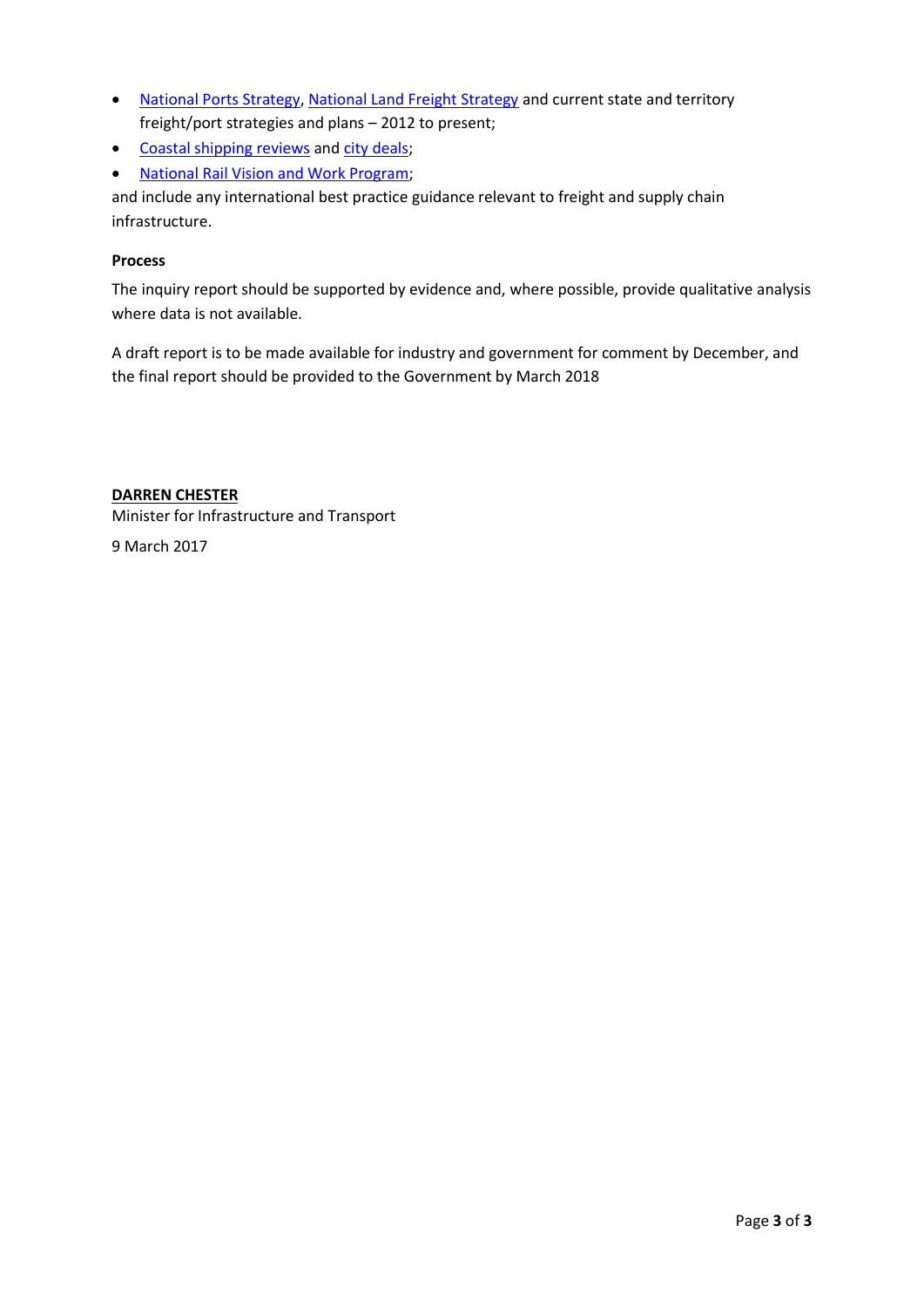- National Ports Strategy, National Land Freight Strategy and current state and territory freight/port strategies and plans – 2012 to present;
- Coastal shipping reviews and city deals;
- National Rail Vision and Work Program;

and include any international best practice guidance relevant to freight and supply chain infrastructure.

**Process**

The inquiry report should be supported by evidence and, where possible, provide qualitative analysis where data is not available.

A draft report is to be made available for industry and government for comment by December, and the final report should be provided to the Government by March 2018

**DARREN CHESTER**
Minister for Infrastructure and Transport

9 March 2017